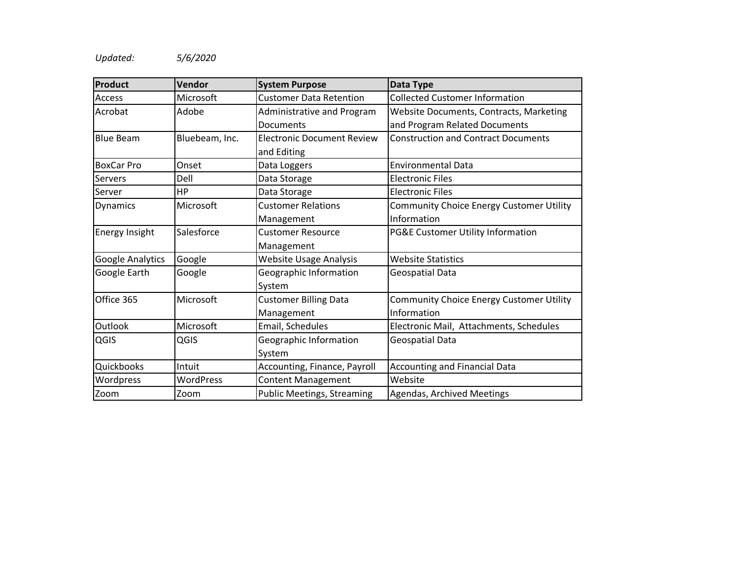*Updated:* *5/6/2020*

| Product | Vendor | System Purpose | Data Type |
|---|---|---|---|
| Access | Microsoft | Customer Data Retention | Collected Customer Information |
| Acrobat | Adobe | Administrative and Program Documents | Website Documents, Contracts, Marketing and Program Related Documents |
| Blue Beam | Bluebeam, Inc. | Electronic Document Review and Editing | Construction and Contract Documents |
| BoxCar Pro | Onset | Data Loggers | Environmental Data |
| Servers | Dell | Data Storage | Electronic Files |
| Server | HP | Data Storage | Electronic Files |
| Dynamics | Microsoft | Customer Relations Management | Community Choice Energy Customer Utility Information |
| Energy Insight | Salesforce | Customer Resource Management | PG&E Customer Utility Information |
| Google Analytics | Google | Website Usage Analysis | Website Statistics |
| Google Earth | Google | Geographic Information System | Geospatial Data |
| Office 365 | Microsoft | Customer Billing Data Management | Community Choice Energy Customer Utility Information |
| Outlook | Microsoft | Email, Schedules | Electronic Mail, Attachments, Schedules |
| QGIS | QGIS | Geographic Information System | Geospatial Data |
| Quickbooks | Intuit | Accounting, Finance, Payroll | Accounting and Financial Data |
| Wordpress | WordPress | Content Management | Website |
| Zoom | Zoom | Public Meetings, Streaming | Agendas, Archived Meetings |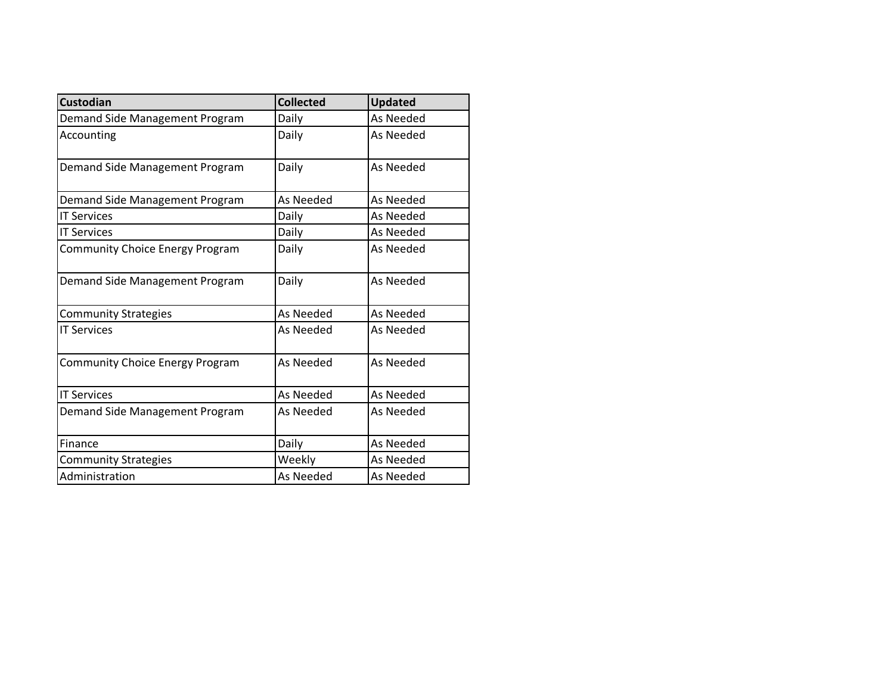| Custodian | Collected | Updated |
| --- | --- | --- |
| Demand Side Management Program | Daily | As Needed |
| Accounting | Daily | As Needed |
| Demand Side Management Program | Daily | As Needed |
| Demand Side Management Program | As Needed | As Needed |
| IT Services | Daily | As Needed |
| IT Services | Daily | As Needed |
| Community Choice Energy Program | Daily | As Needed |
| Demand Side Management Program | Daily | As Needed |
| Community Strategies | As Needed | As Needed |
| IT Services | As Needed | As Needed |
| Community Choice Energy Program | As Needed | As Needed |
| IT Services | As Needed | As Needed |
| Demand Side Management Program | As Needed | As Needed |
| Finance | Daily | As Needed |
| Community Strategies | Weekly | As Needed |
| Administration | As Needed | As Needed |